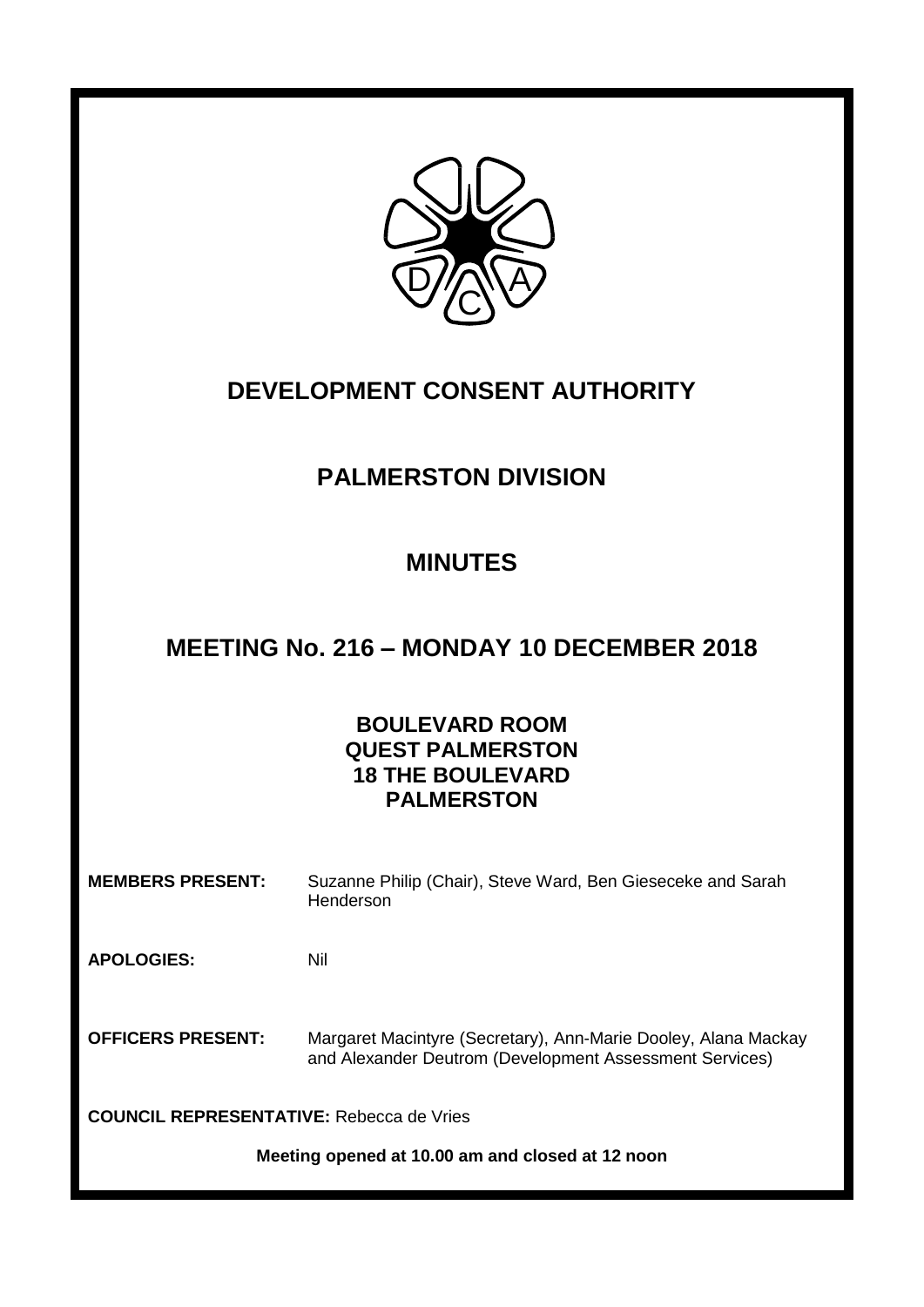# DEVELOPMENT CONSENT AUTHORITY

## PALMERSTON DIVISION

## MINUTES

## MEETING No. 216 – MONDAY 10 DECEMBER 2018

**BOULEVARD ROOM**
**QUEST PALMERSTON**
**18 THE BOULEVARD**
**PALMERSTON**

**MEMBERS PRESENT:** Suzanne Philip (Chair), Steve Ward, Ben Gieseceke and Sarah Henderson

**APOLOGIES:** Nil

**OFFICERS PRESENT:** Margaret Macintyre (Secretary), Ann-Marie Dooley, Alana Mackay and Alexander Deutrom (Development Assessment Services)

**COUNCIL REPRESENTATIVE:** Rebecca de Vries

**Meeting opened at 10.00 am and closed at 12 noon**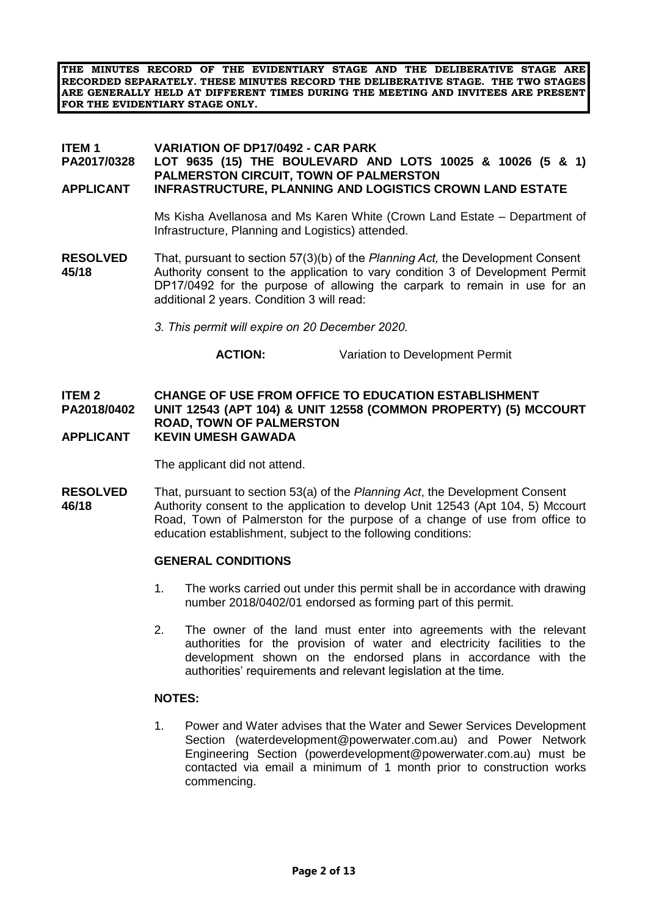**THE MINUTES RECORD OF THE EVIDENTIARY STAGE AND THE DELIBERATIVE STAGE ARE RECORDED SEPARATELY. THESE MINUTES RECORD THE DELIBERATIVE STAGE. THE TWO STAGES ARE GENERALLY HELD AT DIFFERENT TIMES DURING THE MEETING AND INVITEES ARE PRESENT FOR THE EVIDENTIARY STAGE ONLY.**

**ITEM 1** **VARIATION OF DP17/0492 - CAR PARK**
**PA2017/0328** **LOT 9635 (15) THE BOULEVARD AND LOTS 10025 & 10026 (5 & 1) PALMERSTON CIRCUIT, TOWN OF PALMERSTON**
**APPLICANT** **INFRASTRUCTURE, PLANNING AND LOGISTICS CROWN LAND ESTATE**

Ms Kisha Avellanosa and Ms Karen White (Crown Land Estate – Department of Infrastructure, Planning and Logistics) attended.

**RESOLVED 45/18** That, pursuant to section 57(3)(b) of the *Planning Act,* the Development Consent Authority consent to the application to vary condition 3 of Development Permit DP17/0492 for the purpose of allowing the carpark to remain in use for an additional 2 years. Condition 3 will read:

*3. This permit will expire on 20 December 2020.*

**ACTION:** Variation to Development Permit

**ITEM 2** **CHANGE OF USE FROM OFFICE TO EDUCATION ESTABLISHMENT**
**PA2018/0402** **UNIT 12543 (APT 104) & UNIT 12558 (COMMON PROPERTY) (5) MCCOURT ROAD, TOWN OF PALMERSTON**
**APPLICANT** **KEVIN UMESH GAWADA**

The applicant did not attend.

**RESOLVED 46/18** That, pursuant to section 53(a) of the *Planning Act*, the Development Consent Authority consent to the application to develop Unit 12543 (Apt 104, 5) Mccourt Road, Town of Palmerston for the purpose of a change of use from office to education establishment, subject to the following conditions:

**GENERAL CONDITIONS**

1. The works carried out under this permit shall be in accordance with drawing number 2018/0402/01 endorsed as forming part of this permit.
2. The owner of the land must enter into agreements with the relevant authorities for the provision of water and electricity facilities to the development shown on the endorsed plans in accordance with the authorities' requirements and relevant legislation at the time.

**NOTES:**

1. Power and Water advises that the Water and Sewer Services Development Section (waterdevelopment@powerwater.com.au) and Power Network Engineering Section (powerdevelopment@powerwater.com.au) must be contacted via email a minimum of 1 month prior to construction works commencing.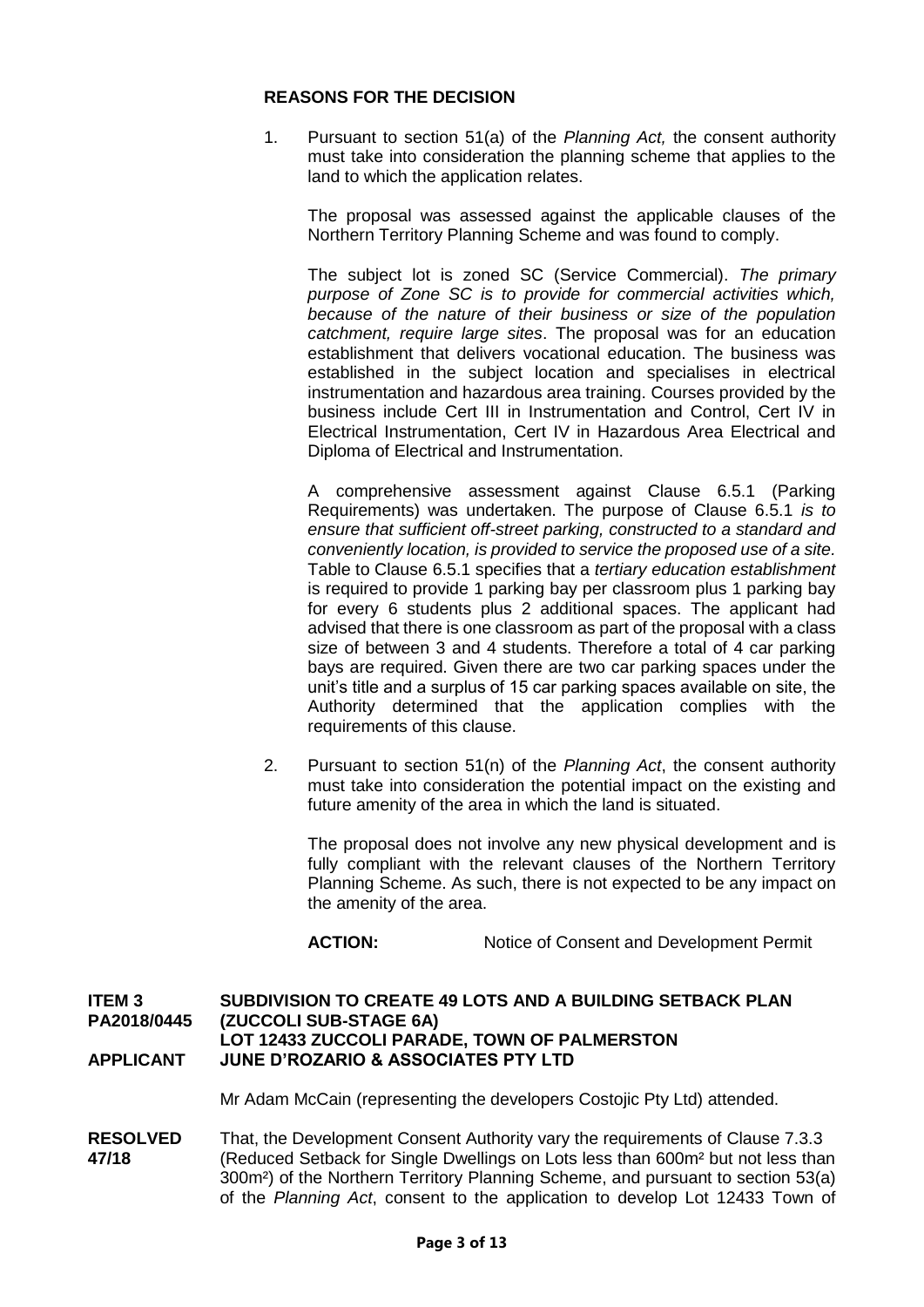**REASONS FOR THE DECISION**

1. Pursuant to section 51(a) of the *Planning Act,* the consent authority must take into consideration the planning scheme that applies to the land to which the application relates.

   The proposal was assessed against the applicable clauses of the Northern Territory Planning Scheme and was found to comply.

   The subject lot is zoned SC (Service Commercial). *The primary purpose of Zone SC is to provide for commercial activities which, because of the nature of their business or size of the population catchment, require large sites*. The proposal was for an education establishment that delivers vocational education. The business was established in the subject location and specialises in electrical instrumentation and hazardous area training. Courses provided by the business include Cert III in Instrumentation and Control, Cert IV in Electrical Instrumentation, Cert IV in Hazardous Area Electrical and Diploma of Electrical and Instrumentation.

   A comprehensive assessment against Clause 6.5.1 (Parking Requirements) was undertaken. The purpose of Clause 6.5.1 *is to ensure that sufficient off-street parking, constructed to a standard and conveniently location, is provided to service the proposed use of a site.* Table to Clause 6.5.1 specifies that a *tertiary education establishment* is required to provide 1 parking bay per classroom plus 1 parking bay for every 6 students plus 2 additional spaces. The applicant had advised that there is one classroom as part of the proposal with a class size of between 3 and 4 students. Therefore a total of 4 car parking bays are required. Given there are two car parking spaces under the unit's title and a surplus of 15 car parking spaces available on site, the Authority determined that the application complies with the requirements of this clause.

2. Pursuant to section 51(n) of the *Planning Act*, the consent authority must take into consideration the potential impact on the existing and future amenity of the area in which the land is situated.

   The proposal does not involve any new physical development and is fully compliant with the relevant clauses of the Northern Territory Planning Scheme. As such, there is not expected to be any impact on the amenity of the area.

   **ACTION:** Notice of Consent and Development Permit

**ITEM 3** **SUBDIVISION TO CREATE 49 LOTS AND A BUILDING SETBACK PLAN (ZUCCOLI SUB-STAGE 6A)**
**PA2018/0445** **LOT 12433 ZUCCOLI PARADE, TOWN OF PALMERSTON**
**APPLICANT** **JUNE D'ROZARIO & ASSOCIATES PTY LTD**

Mr Adam McCain (representing the developers Costojic Pty Ltd) attended.

**RESOLVED 47/18** That, the Development Consent Authority vary the requirements of Clause 7.3.3 (Reduced Setback for Single Dwellings on Lots less than 600m² but not less than 300m²) of the Northern Territory Planning Scheme, and pursuant to section 53(a) of the *Planning Act*, consent to the application to develop Lot 12433 Town of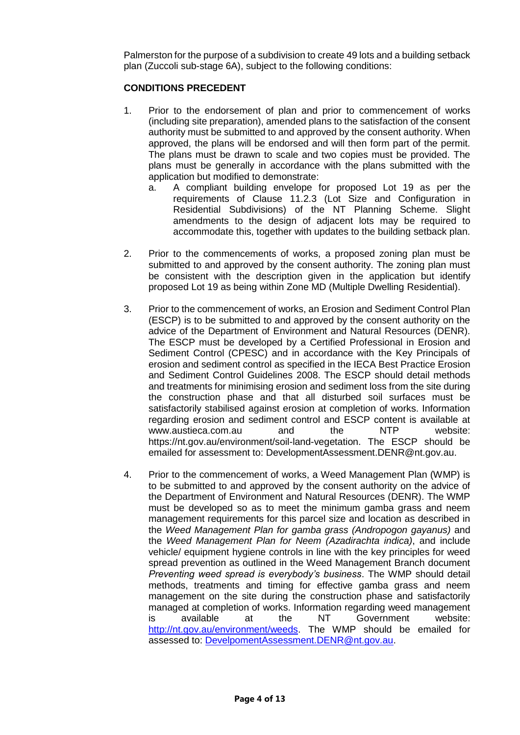Palmerston for the purpose of a subdivision to create 49 lots and a building setback plan (Zuccoli sub-stage 6A), subject to the following conditions:

**CONDITIONS PRECEDENT**

1. Prior to the endorsement of plan and prior to commencement of works (including site preparation), amended plans to the satisfaction of the consent authority must be submitted to and approved by the consent authority. When approved, the plans will be endorsed and will then form part of the permit. The plans must be drawn to scale and two copies must be provided. The plans must be generally in accordance with the plans submitted with the application but modified to demonstrate:
   a. A compliant building envelope for proposed Lot 19 as per the requirements of Clause 11.2.3 (Lot Size and Configuration in Residential Subdivisions) of the NT Planning Scheme. Slight amendments to the design of adjacent lots may be required to accommodate this, together with updates to the building setback plan.

2. Prior to the commencements of works, a proposed zoning plan must be submitted to and approved by the consent authority. The zoning plan must be consistent with the description given in the application but identify proposed Lot 19 as being within Zone MD (Multiple Dwelling Residential).

3. Prior to the commencement of works, an Erosion and Sediment Control Plan (ESCP) is to be submitted to and approved by the consent authority on the advice of the Department of Environment and Natural Resources (DENR). The ESCP must be developed by a Certified Professional in Erosion and Sediment Control (CPESC) and in accordance with the Key Principals of erosion and sediment control as specified in the IECA Best Practice Erosion and Sediment Control Guidelines 2008. The ESCP should detail methods and treatments for minimising erosion and sediment loss from the site during the construction phase and that all disturbed soil surfaces must be satisfactorily stabilised against erosion at completion of works. Information regarding erosion and sediment control and ESCP content is available at www.austieca.com.au and the NTP website: https://nt.gov.au/environment/soil-land-vegetation. The ESCP should be emailed for assessment to: DevelopmentAssessment.DENR@nt.gov.au.

4. Prior to the commencement of works, a Weed Management Plan (WMP) is to be submitted to and approved by the consent authority on the advice of the Department of Environment and Natural Resources (DENR). The WMP must be developed so as to meet the minimum gamba grass and neem management requirements for this parcel size and location as described in the *Weed Management Plan for gamba grass (Andropogon gayanus)* and the *Weed Management Plan for Neem (Azadirachta indica)*, and include vehicle/ equipment hygiene controls in line with the key principles for weed spread prevention as outlined in the Weed Management Branch document *Preventing weed spread is everybody's business*. The WMP should detail methods, treatments and timing for effective gamba grass and neem management on the site during the construction phase and satisfactorily managed at completion of works. Information regarding weed management is available at the NT Government website: http://nt.gov.au/environment/weeds. The WMP should be emailed for assessed to: DevelpomentAssessment.DENR@nt.gov.au.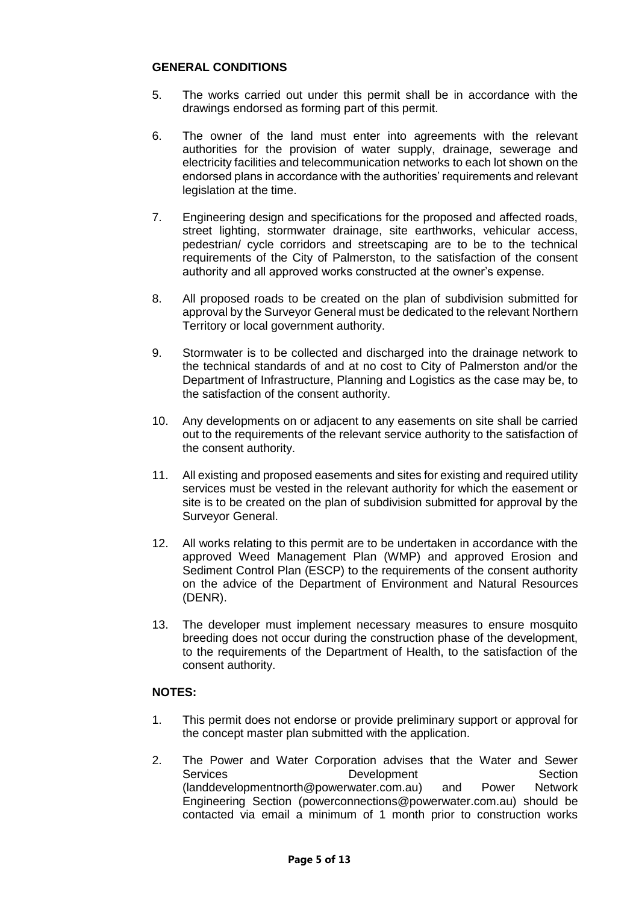**GENERAL CONDITIONS**

5. The works carried out under this permit shall be in accordance with the drawings endorsed as forming part of this permit.

6. The owner of the land must enter into agreements with the relevant authorities for the provision of water supply, drainage, sewerage and electricity facilities and telecommunication networks to each lot shown on the endorsed plans in accordance with the authorities' requirements and relevant legislation at the time.

7. Engineering design and specifications for the proposed and affected roads, street lighting, stormwater drainage, site earthworks, vehicular access, pedestrian/ cycle corridors and streetscaping are to be to the technical requirements of the City of Palmerston, to the satisfaction of the consent authority and all approved works constructed at the owner's expense.

8. All proposed roads to be created on the plan of subdivision submitted for approval by the Surveyor General must be dedicated to the relevant Northern Territory or local government authority.

9. Stormwater is to be collected and discharged into the drainage network to the technical standards of and at no cost to City of Palmerston and/or the Department of Infrastructure, Planning and Logistics as the case may be, to the satisfaction of the consent authority.

10. Any developments on or adjacent to any easements on site shall be carried out to the requirements of the relevant service authority to the satisfaction of the consent authority.

11. All existing and proposed easements and sites for existing and required utility services must be vested in the relevant authority for which the easement or site is to be created on the plan of subdivision submitted for approval by the Surveyor General.

12. All works relating to this permit are to be undertaken in accordance with the approved Weed Management Plan (WMP) and approved Erosion and Sediment Control Plan (ESCP) to the requirements of the consent authority on the advice of the Department of Environment and Natural Resources (DENR).

13. The developer must implement necessary measures to ensure mosquito breeding does not occur during the construction phase of the development, to the requirements of the Department of Health, to the satisfaction of the consent authority.

**NOTES:**

1. This permit does not endorse or provide preliminary support or approval for the concept master plan submitted with the application.

2. The Power and Water Corporation advises that the Water and Sewer Services Development Section (landdevelopmentnorth@powerwater.com.au) and Power Network Engineering Section (powerconnections@powerwater.com.au) should be contacted via email a minimum of 1 month prior to construction works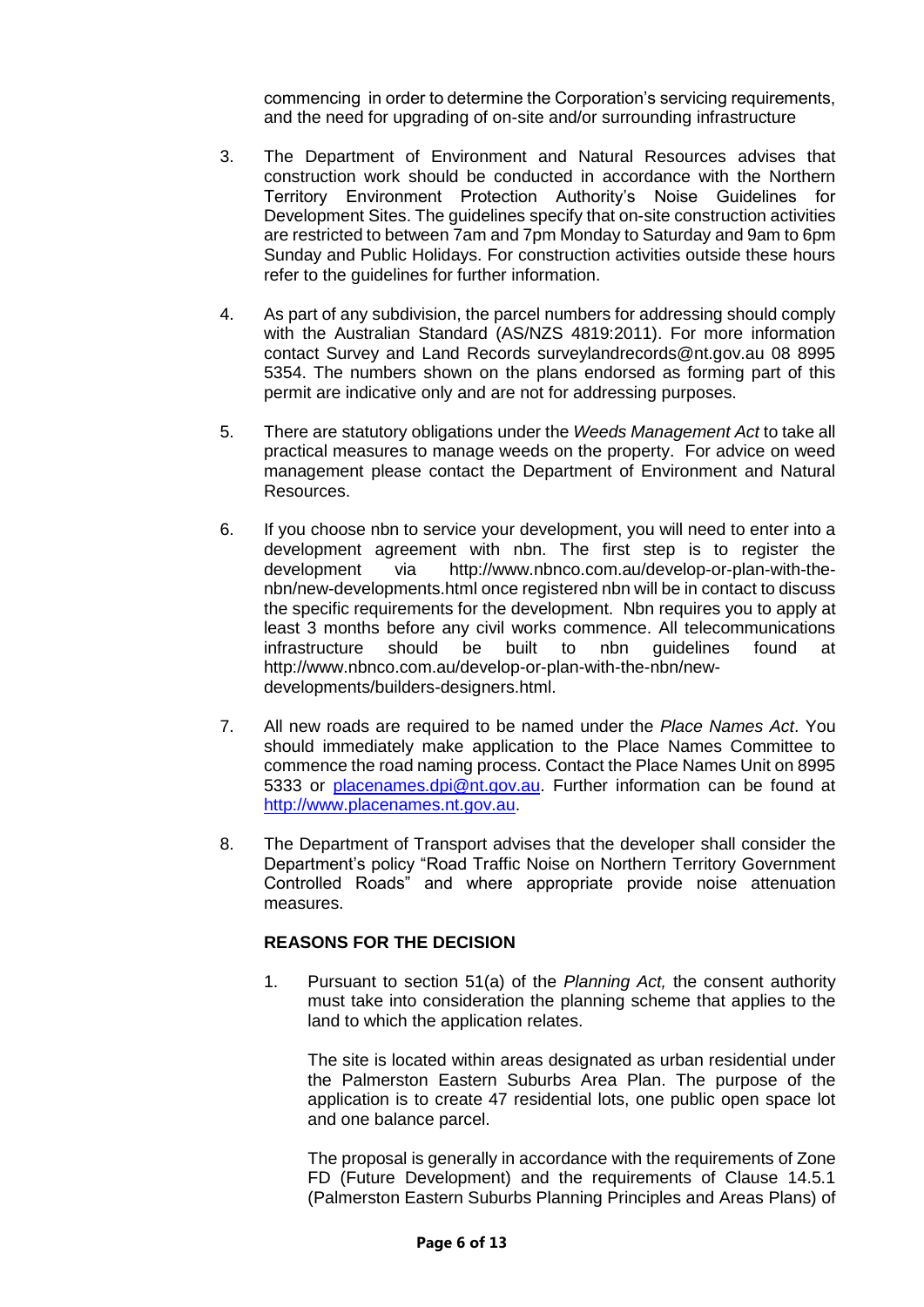commencing in order to determine the Corporation's servicing requirements, and the need for upgrading of on-site and/or surrounding infrastructure

3. The Department of Environment and Natural Resources advises that construction work should be conducted in accordance with the Northern Territory Environment Protection Authority's Noise Guidelines for Development Sites. The guidelines specify that on-site construction activities are restricted to between 7am and 7pm Monday to Saturday and 9am to 6pm Sunday and Public Holidays. For construction activities outside these hours refer to the guidelines for further information.

4. As part of any subdivision, the parcel numbers for addressing should comply with the Australian Standard (AS/NZS 4819:2011). For more information contact Survey and Land Records surveylandrecords@nt.gov.au 08 8995 5354. The numbers shown on the plans endorsed as forming part of this permit are indicative only and are not for addressing purposes.

5. There are statutory obligations under the *Weeds Management Act* to take all practical measures to manage weeds on the property. For advice on weed management please contact the Department of Environment and Natural Resources.

6. If you choose nbn to service your development, you will need to enter into a development agreement with nbn. The first step is to register the development via http://www.nbnco.com.au/develop-or-plan-with-the-nbn/new-developments.html once registered nbn will be in contact to discuss the specific requirements for the development. Nbn requires you to apply at least 3 months before any civil works commence. All telecommunications infrastructure should be built to nbn guidelines found at http://www.nbnco.com.au/develop-or-plan-with-the-nbn/new-developments/builders-designers.html.

7. All new roads are required to be named under the *Place Names Act*. You should immediately make application to the Place Names Committee to commence the road naming process. Contact the Place Names Unit on 8995 5333 or placenames.dpi@nt.gov.au. Further information can be found at http://www.placenames.nt.gov.au.

8. The Department of Transport advises that the developer shall consider the Department's policy "Road Traffic Noise on Northern Territory Government Controlled Roads" and where appropriate provide noise attenuation measures.

**REASONS FOR THE DECISION**

1. Pursuant to section 51(a) of the *Planning Act,* the consent authority must take into consideration the planning scheme that applies to the land to which the application relates.

   The site is located within areas designated as urban residential under the Palmerston Eastern Suburbs Area Plan. The purpose of the application is to create 47 residential lots, one public open space lot and one balance parcel.

   The proposal is generally in accordance with the requirements of Zone FD (Future Development) and the requirements of Clause 14.5.1 (Palmerston Eastern Suburbs Planning Principles and Areas Plans) of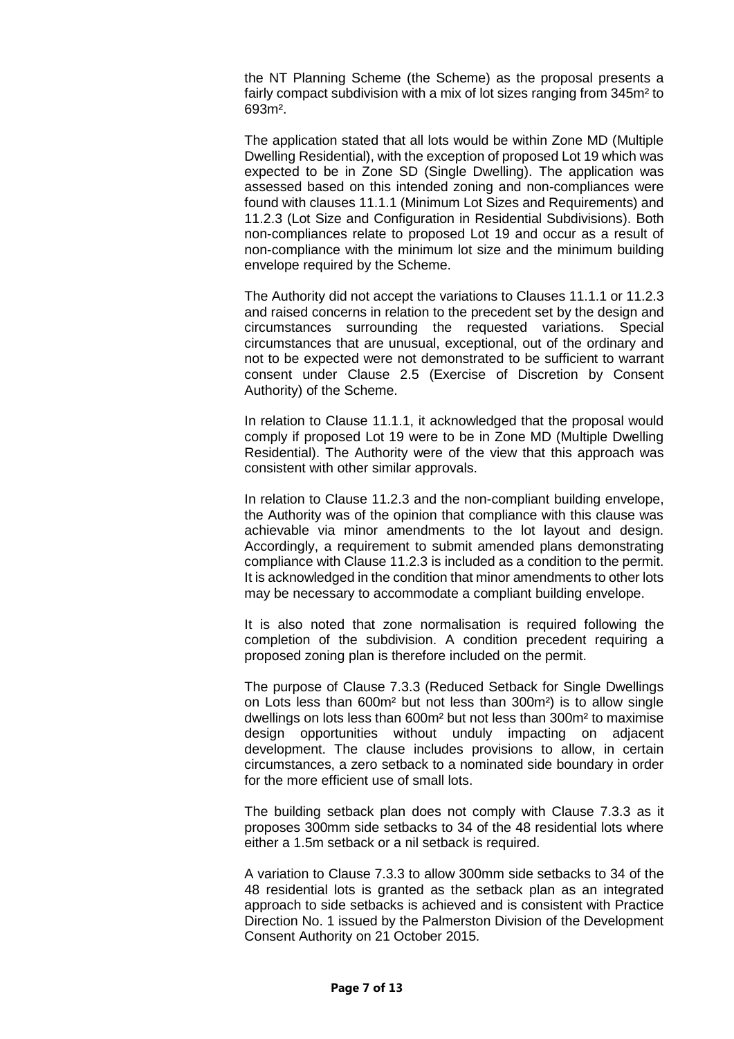the NT Planning Scheme (the Scheme) as the proposal presents a fairly compact subdivision with a mix of lot sizes ranging from 345m² to 693m².

The application stated that all lots would be within Zone MD (Multiple Dwelling Residential), with the exception of proposed Lot 19 which was expected to be in Zone SD (Single Dwelling). The application was assessed based on this intended zoning and non-compliances were found with clauses 11.1.1 (Minimum Lot Sizes and Requirements) and 11.2.3 (Lot Size and Configuration in Residential Subdivisions). Both non-compliances relate to proposed Lot 19 and occur as a result of non-compliance with the minimum lot size and the minimum building envelope required by the Scheme.

The Authority did not accept the variations to Clauses 11.1.1 or 11.2.3 and raised concerns in relation to the precedent set by the design and circumstances surrounding the requested variations. Special circumstances that are unusual, exceptional, out of the ordinary and not to be expected were not demonstrated to be sufficient to warrant consent under Clause 2.5 (Exercise of Discretion by Consent Authority) of the Scheme.

In relation to Clause 11.1.1, it acknowledged that the proposal would comply if proposed Lot 19 were to be in Zone MD (Multiple Dwelling Residential). The Authority were of the view that this approach was consistent with other similar approvals.

In relation to Clause 11.2.3 and the non-compliant building envelope, the Authority was of the opinion that compliance with this clause was achievable via minor amendments to the lot layout and design. Accordingly, a requirement to submit amended plans demonstrating compliance with Clause 11.2.3 is included as a condition to the permit. It is acknowledged in the condition that minor amendments to other lots may be necessary to accommodate a compliant building envelope.

It is also noted that zone normalisation is required following the completion of the subdivision. A condition precedent requiring a proposed zoning plan is therefore included on the permit.

The purpose of Clause 7.3.3 (Reduced Setback for Single Dwellings on Lots less than 600m² but not less than 300m²) is to allow single dwellings on lots less than 600m² but not less than 300m² to maximise design opportunities without unduly impacting on adjacent development. The clause includes provisions to allow, in certain circumstances, a zero setback to a nominated side boundary in order for the more efficient use of small lots.

The building setback plan does not comply with Clause 7.3.3 as it proposes 300mm side setbacks to 34 of the 48 residential lots where either a 1.5m setback or a nil setback is required.

A variation to Clause 7.3.3 to allow 300mm side setbacks to 34 of the 48 residential lots is granted as the setback plan as an integrated approach to side setbacks is achieved and is consistent with Practice Direction No. 1 issued by the Palmerston Division of the Development Consent Authority on 21 October 2015.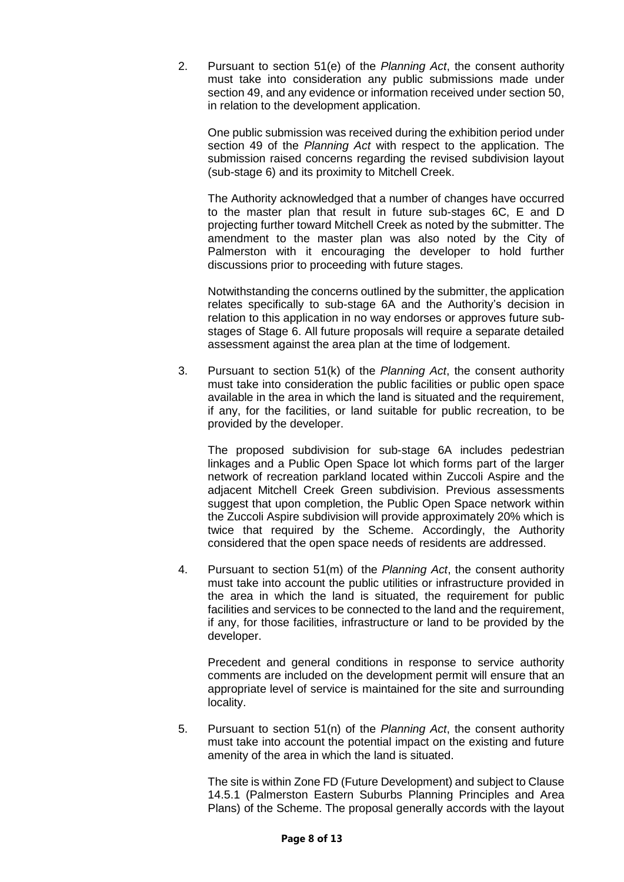2. Pursuant to section 51(e) of the *Planning Act*, the consent authority must take into consideration any public submissions made under section 49, and any evidence or information received under section 50, in relation to the development application.

   One public submission was received during the exhibition period under section 49 of the *Planning Act* with respect to the application. The submission raised concerns regarding the revised subdivision layout (sub-stage 6) and its proximity to Mitchell Creek.

   The Authority acknowledged that a number of changes have occurred to the master plan that result in future sub-stages 6C, E and D projecting further toward Mitchell Creek as noted by the submitter. The amendment to the master plan was also noted by the City of Palmerston with it encouraging the developer to hold further discussions prior to proceeding with future stages.

   Notwithstanding the concerns outlined by the submitter, the application relates specifically to sub-stage 6A and the Authority's decision in relation to this application in no way endorses or approves future sub-stages of Stage 6. All future proposals will require a separate detailed assessment against the area plan at the time of lodgement.

3. Pursuant to section 51(k) of the *Planning Act*, the consent authority must take into consideration the public facilities or public open space available in the area in which the land is situated and the requirement, if any, for the facilities, or land suitable for public recreation, to be provided by the developer.

   The proposed subdivision for sub-stage 6A includes pedestrian linkages and a Public Open Space lot which forms part of the larger network of recreation parkland located within Zuccoli Aspire and the adjacent Mitchell Creek Green subdivision. Previous assessments suggest that upon completion, the Public Open Space network within the Zuccoli Aspire subdivision will provide approximately 20% which is twice that required by the Scheme. Accordingly, the Authority considered that the open space needs of residents are addressed.

4. Pursuant to section 51(m) of the *Planning Act*, the consent authority must take into account the public utilities or infrastructure provided in the area in which the land is situated, the requirement for public facilities and services to be connected to the land and the requirement, if any, for those facilities, infrastructure or land to be provided by the developer.

   Precedent and general conditions in response to service authority comments are included on the development permit will ensure that an appropriate level of service is maintained for the site and surrounding locality.

5. Pursuant to section 51(n) of the *Planning Act*, the consent authority must take into account the potential impact on the existing and future amenity of the area in which the land is situated.

   The site is within Zone FD (Future Development) and subject to Clause 14.5.1 (Palmerston Eastern Suburbs Planning Principles and Area Plans) of the Scheme. The proposal generally accords with the layout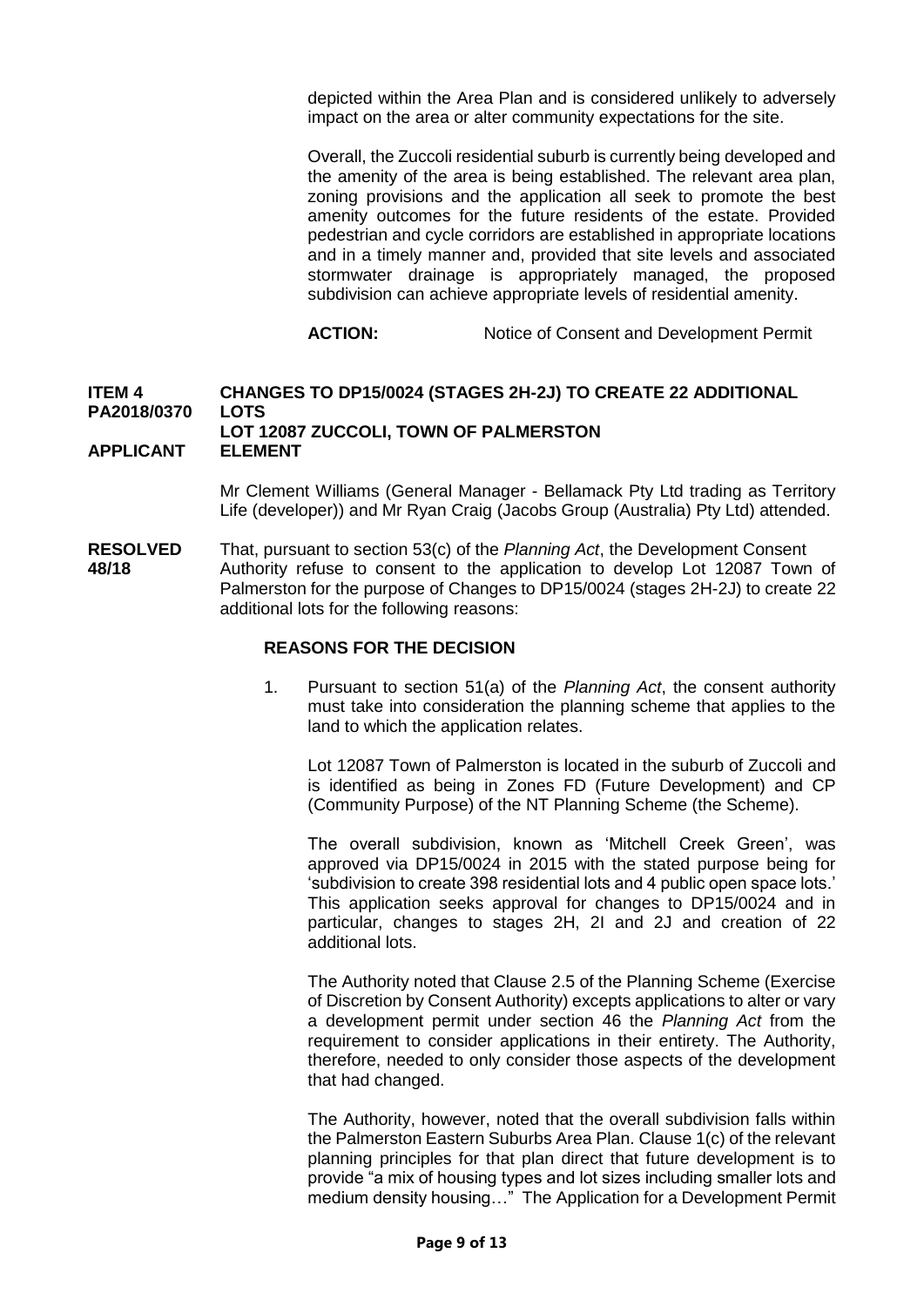depicted within the Area Plan and is considered unlikely to adversely impact on the area or alter community expectations for the site.

Overall, the Zuccoli residential suburb is currently being developed and the amenity of the area is being established. The relevant area plan, zoning provisions and the application all seek to promote the best amenity outcomes for the future residents of the estate. Provided pedestrian and cycle corridors are established in appropriate locations and in a timely manner and, provided that site levels and associated stormwater drainage is appropriately managed, the proposed subdivision can achieve appropriate levels of residential amenity.

**ACTION:** Notice of Consent and Development Permit

**ITEM 4 PA2018/0370** **CHANGES TO DP15/0024 (STAGES 2H-2J) TO CREATE 22 ADDITIONAL LOTS**
**LOT 12087 ZUCCOLI, TOWN OF PALMERSTON**
**APPLICANT** **ELEMENT**

Mr Clement Williams (General Manager - Bellamack Pty Ltd trading as Territory Life (developer)) and Mr Ryan Craig (Jacobs Group (Australia) Pty Ltd) attended.

**RESOLVED 48/18** That, pursuant to section 53(c) of the *Planning Act*, the Development Consent Authority refuse to consent to the application to develop Lot 12087 Town of Palmerston for the purpose of Changes to DP15/0024 (stages 2H-2J) to create 22 additional lots for the following reasons:

**REASONS FOR THE DECISION**

1. Pursuant to section 51(a) of the *Planning Act*, the consent authority must take into consideration the planning scheme that applies to the land to which the application relates.

   Lot 12087 Town of Palmerston is located in the suburb of Zuccoli and is identified as being in Zones FD (Future Development) and CP (Community Purpose) of the NT Planning Scheme (the Scheme).

   The overall subdivision, known as 'Mitchell Creek Green', was approved via DP15/0024 in 2015 with the stated purpose being for 'subdivision to create 398 residential lots and 4 public open space lots.' This application seeks approval for changes to DP15/0024 and in particular, changes to stages 2H, 2I and 2J and creation of 22 additional lots.

   The Authority noted that Clause 2.5 of the Planning Scheme (Exercise of Discretion by Consent Authority) excepts applications to alter or vary a development permit under section 46 the *Planning Act* from the requirement to consider applications in their entirety. The Authority, therefore, needed to only consider those aspects of the development that had changed.

   The Authority, however, noted that the overall subdivision falls within the Palmerston Eastern Suburbs Area Plan. Clause 1(c) of the relevant planning principles for that plan direct that future development is to provide "a mix of housing types and lot sizes including smaller lots and medium density housing…" The Application for a Development Permit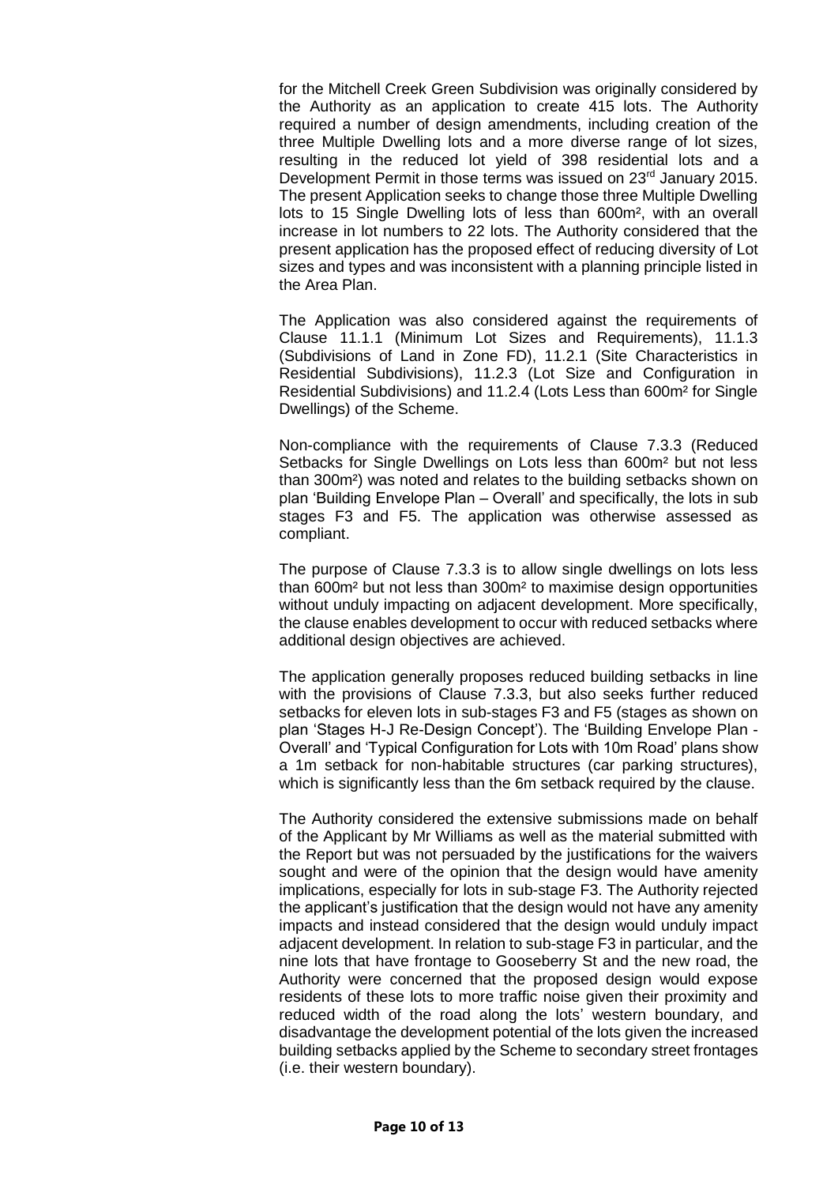for the Mitchell Creek Green Subdivision was originally considered by the Authority as an application to create 415 lots. The Authority required a number of design amendments, including creation of the three Multiple Dwelling lots and a more diverse range of lot sizes, resulting in the reduced lot yield of 398 residential lots and a Development Permit in those terms was issued on 23rd January 2015. The present Application seeks to change those three Multiple Dwelling lots to 15 Single Dwelling lots of less than 600m², with an overall increase in lot numbers to 22 lots. The Authority considered that the present application has the proposed effect of reducing diversity of Lot sizes and types and was inconsistent with a planning principle listed in the Area Plan.

The Application was also considered against the requirements of Clause 11.1.1 (Minimum Lot Sizes and Requirements), 11.1.3 (Subdivisions of Land in Zone FD), 11.2.1 (Site Characteristics in Residential Subdivisions), 11.2.3 (Lot Size and Configuration in Residential Subdivisions) and 11.2.4 (Lots Less than 600m² for Single Dwellings) of the Scheme.

Non-compliance with the requirements of Clause 7.3.3 (Reduced Setbacks for Single Dwellings on Lots less than 600m² but not less than 300m²) was noted and relates to the building setbacks shown on plan 'Building Envelope Plan – Overall' and specifically, the lots in sub stages F3 and F5. The application was otherwise assessed as compliant.

The purpose of Clause 7.3.3 is to allow single dwellings on lots less than 600m² but not less than 300m² to maximise design opportunities without unduly impacting on adjacent development. More specifically, the clause enables development to occur with reduced setbacks where additional design objectives are achieved.

The application generally proposes reduced building setbacks in line with the provisions of Clause 7.3.3, but also seeks further reduced setbacks for eleven lots in sub-stages F3 and F5 (stages as shown on plan 'Stages H-J Re-Design Concept'). The 'Building Envelope Plan - Overall' and 'Typical Configuration for Lots with 10m Road' plans show a 1m setback for non-habitable structures (car parking structures), which is significantly less than the 6m setback required by the clause.

The Authority considered the extensive submissions made on behalf of the Applicant by Mr Williams as well as the material submitted with the Report but was not persuaded by the justifications for the waivers sought and were of the opinion that the design would have amenity implications, especially for lots in sub-stage F3. The Authority rejected the applicant's justification that the design would not have any amenity impacts and instead considered that the design would unduly impact adjacent development. In relation to sub-stage F3 in particular, and the nine lots that have frontage to Gooseberry St and the new road, the Authority were concerned that the proposed design would expose residents of these lots to more traffic noise given their proximity and reduced width of the road along the lots' western boundary, and disadvantage the development potential of the lots given the increased building setbacks applied by the Scheme to secondary street frontages (i.e. their western boundary).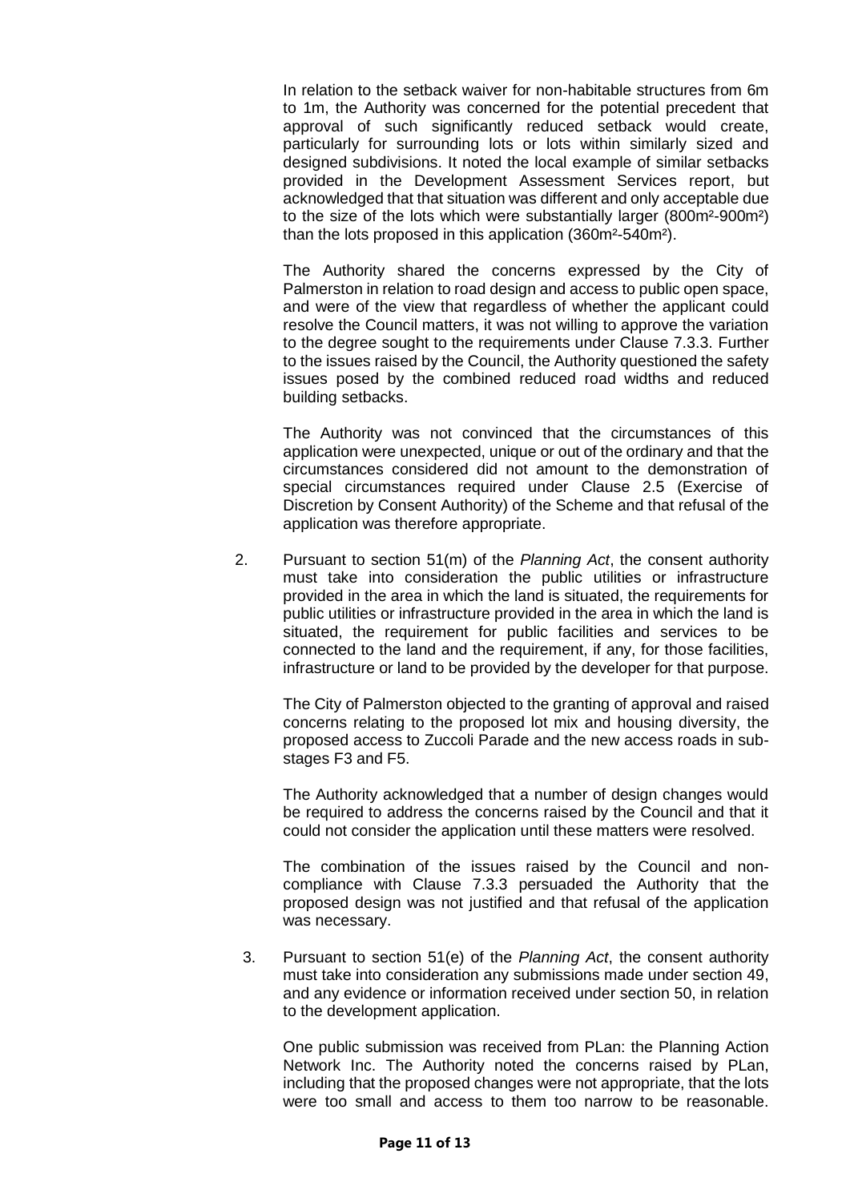In relation to the setback waiver for non-habitable structures from 6m to 1m, the Authority was concerned for the potential precedent that approval of such significantly reduced setback would create, particularly for surrounding lots or lots within similarly sized and designed subdivisions. It noted the local example of similar setbacks provided in the Development Assessment Services report, but acknowledged that that situation was different and only acceptable due to the size of the lots which were substantially larger (800m²-900m²) than the lots proposed in this application (360m²-540m²).

The Authority shared the concerns expressed by the City of Palmerston in relation to road design and access to public open space, and were of the view that regardless of whether the applicant could resolve the Council matters, it was not willing to approve the variation to the degree sought to the requirements under Clause 7.3.3. Further to the issues raised by the Council, the Authority questioned the safety issues posed by the combined reduced road widths and reduced building setbacks.

The Authority was not convinced that the circumstances of this application were unexpected, unique or out of the ordinary and that the circumstances considered did not amount to the demonstration of special circumstances required under Clause 2.5 (Exercise of Discretion by Consent Authority) of the Scheme and that refusal of the application was therefore appropriate.

2. Pursuant to section 51(m) of the *Planning Act*, the consent authority must take into consideration the public utilities or infrastructure provided in the area in which the land is situated, the requirements for public utilities or infrastructure provided in the area in which the land is situated, the requirement for public facilities and services to be connected to the land and the requirement, if any, for those facilities, infrastructure or land to be provided by the developer for that purpose.

   The City of Palmerston objected to the granting of approval and raised concerns relating to the proposed lot mix and housing diversity, the proposed access to Zuccoli Parade and the new access roads in sub-stages F3 and F5.

   The Authority acknowledged that a number of design changes would be required to address the concerns raised by the Council and that it could not consider the application until these matters were resolved.

   The combination of the issues raised by the Council and non-compliance with Clause 7.3.3 persuaded the Authority that the proposed design was not justified and that refusal of the application was necessary.

3. Pursuant to section 51(e) of the *Planning Act*, the consent authority must take into consideration any submissions made under section 49, and any evidence or information received under section 50, in relation to the development application.

   One public submission was received from PLan: the Planning Action Network Inc. The Authority noted the concerns raised by PLan, including that the proposed changes were not appropriate, that the lots were too small and access to them too narrow to be reasonable.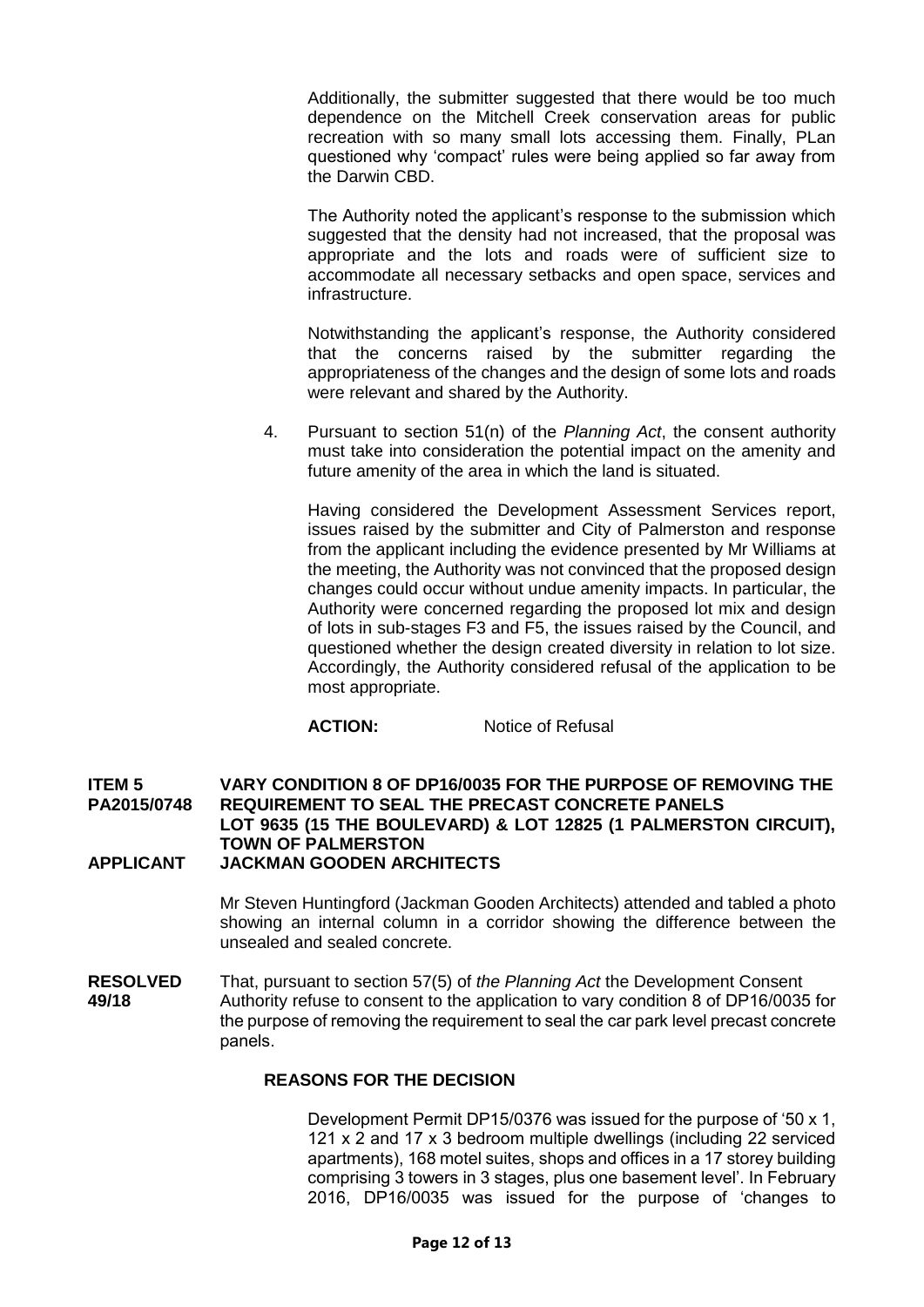Additionally, the submitter suggested that there would be too much dependence on the Mitchell Creek conservation areas for public recreation with so many small lots accessing them. Finally, PLan questioned why 'compact' rules were being applied so far away from the Darwin CBD.

The Authority noted the applicant's response to the submission which suggested that the density had not increased, that the proposal was appropriate and the lots and roads were of sufficient size to accommodate all necessary setbacks and open space, services and infrastructure.

Notwithstanding the applicant's response, the Authority considered that the concerns raised by the submitter regarding the appropriateness of the changes and the design of some lots and roads were relevant and shared by the Authority.

4. Pursuant to section 51(n) of the *Planning Act*, the consent authority must take into consideration the potential impact on the amenity and future amenity of the area in which the land is situated.

   Having considered the Development Assessment Services report, issues raised by the submitter and City of Palmerston and response from the applicant including the evidence presented by Mr Williams at the meeting, the Authority was not convinced that the proposed design changes could occur without undue amenity impacts. In particular, the Authority were concerned regarding the proposed lot mix and design of lots in sub-stages F3 and F5, the issues raised by the Council, and questioned whether the design created diversity in relation to lot size. Accordingly, the Authority considered refusal of the application to be most appropriate.

**ACTION:** Notice of Refusal

**ITEM 5 PA2015/0748 — VARY CONDITION 8 OF DP16/0035 FOR THE PURPOSE OF REMOVING THE REQUIREMENT TO SEAL THE PRECAST CONCRETE PANELS LOT 9635 (15 THE BOULEVARD) & LOT 12825 (1 PALMERSTON CIRCUIT), TOWN OF PALMERSTON**

**APPLICANT — JACKMAN GOODEN ARCHITECTS**

Mr Steven Huntingford (Jackman Gooden Architects) attended and tabled a photo showing an internal column in a corridor showing the difference between the unsealed and sealed concrete.

**RESOLVED 49/18** — That, pursuant to section 57(5) of *the Planning Act* the Development Consent Authority refuse to consent to the application to vary condition 8 of DP16/0035 for the purpose of removing the requirement to seal the car park level precast concrete panels.

**REASONS FOR THE DECISION**

Development Permit DP15/0376 was issued for the purpose of '50 x 1, 121 x 2 and 17 x 3 bedroom multiple dwellings (including 22 serviced apartments), 168 motel suites, shops and offices in a 17 storey building comprising 3 towers in 3 stages, plus one basement level'. In February 2016, DP16/0035 was issued for the purpose of 'changes to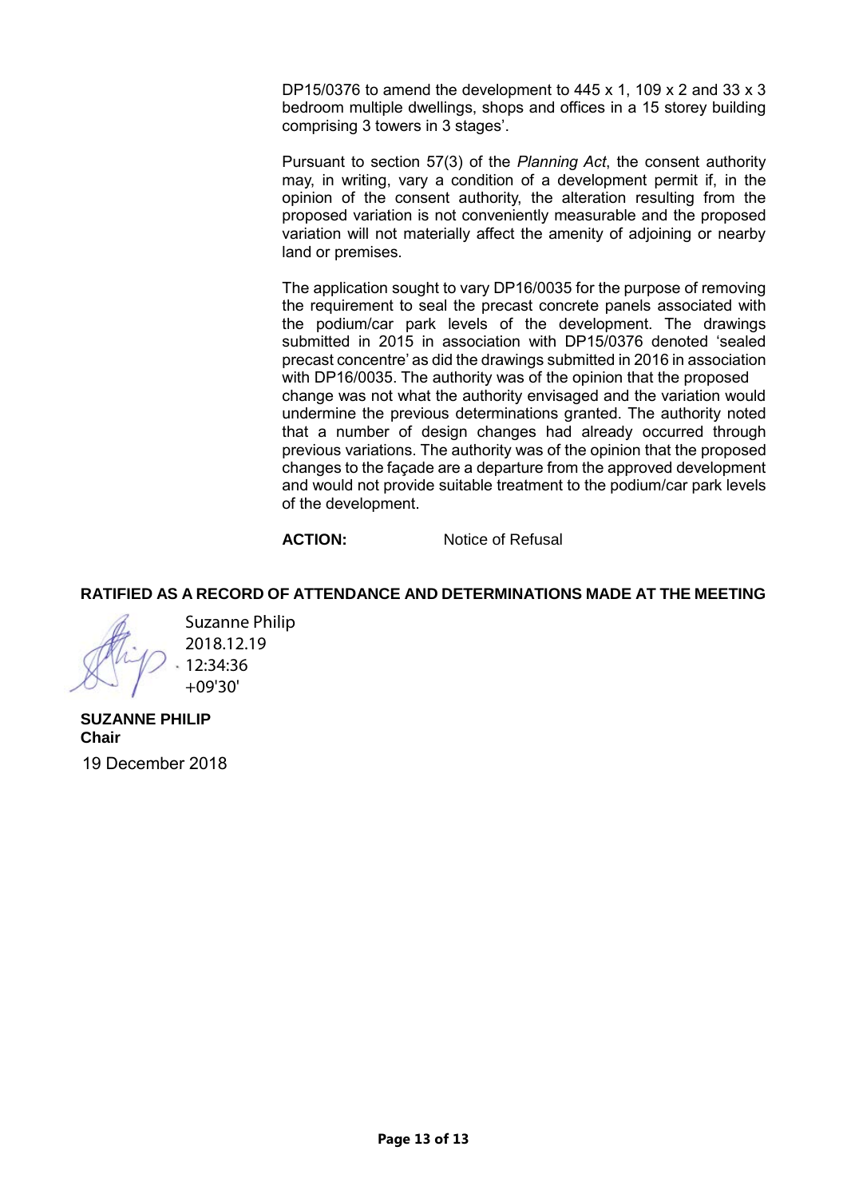DP15/0376 to amend the development to 445 x 1, 109 x 2 and 33 x 3 bedroom multiple dwellings, shops and offices in a 15 storey building comprising 3 towers in 3 stages'.

Pursuant to section 57(3) of the *Planning Act*, the consent authority may, in writing, vary a condition of a development permit if, in the opinion of the consent authority, the alteration resulting from the proposed variation is not conveniently measurable and the proposed variation will not materially affect the amenity of adjoining or nearby land or premises.

The application sought to vary DP16/0035 for the purpose of removing the requirement to seal the precast concrete panels associated with the podium/car park levels of the development. The drawings submitted in 2015 in association with DP15/0376 denoted 'sealed precast concentre' as did the drawings submitted in 2016 in association with DP16/0035. The authority was of the opinion that the proposed change was not what the authority envisaged and the variation would undermine the previous determinations granted. The authority noted that a number of design changes had already occurred through previous variations. The authority was of the opinion that the proposed changes to the façade are a departure from the approved development and would not provide suitable treatment to the podium/car park levels of the development.

**ACTION:** Notice of Refusal

**RATIFIED AS A RECORD OF ATTENDANCE AND DETERMINATIONS MADE AT THE MEETING**

Suzanne Philip
2018.12.19
12:34:36
+09'30'

**SUZANNE PHILIP**
**Chair**

19 December 2018